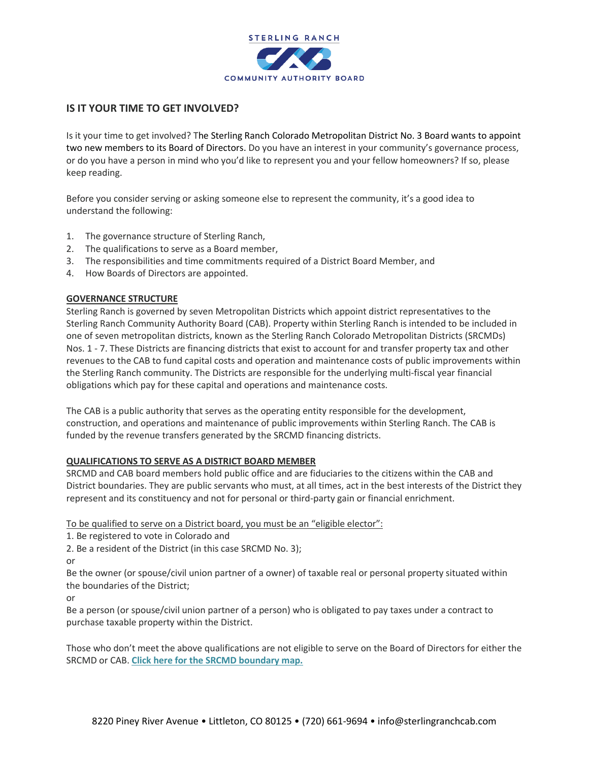STERLING RANCH

COMMUNITY AUTHORITY BOARD

## IS IT YOUR TIME TO GET INVOLVED?

Is it your time to get involved? The Sterling Ranch Colorado Metropolitan District No. 3 Board wants to appoint two new members to its Board of Directors. Do you have an interest in your community's governance process, or do you have a person in mind who you'd like to represent you and your fellow homeowners? If so, please keep reading.

Before you consider serving or asking someone else to represent the community, it's a good idea to understand the following:

1. The governance structure of Sterling Ranch,
2. The qualifications to serve as a Board member,
3. The responsibilities and time commitments required of a District Board Member, and
4. How Boards of Directors are appointed.

### GOVERNANCE STRUCTURE

Sterling Ranch is governed by seven Metropolitan Districts which appoint district representatives to the Sterling Ranch Community Authority Board (CAB). Property within Sterling Ranch is intended to be included in one of seven metropolitan districts, known as the Sterling Ranch Colorado Metropolitan Districts (SRCMDs) Nos. 1 - 7. These Districts are financing districts that exist to account for and transfer property tax and other revenues to the CAB to fund capital costs and operation and maintenance costs of public improvements within the Sterling Ranch community. The Districts are responsible for the underlying multi-fiscal year financial obligations which pay for these capital and operations and maintenance costs.

The CAB is a public authority that serves as the operating entity responsible for the development, construction, and operations and maintenance of public improvements within Sterling Ranch. The CAB is funded by the revenue transfers generated by the SRCMD financing districts.

### QUALIFICATIONS TO SERVE AS A DISTRICT BOARD MEMBER

SRCMD and CAB board members hold public office and are fiduciaries to the citizens within the CAB and District boundaries. They are public servants who must, at all times, act in the best interests of the District they represent and its constituency and not for personal or third-party gain or financial enrichment.

To be qualified to serve on a District board, you must be an "eligible elector":

1. Be registered to vote in Colorado and
2. Be a resident of the District (in this case SRCMD No. 3);

or

Be the owner (or spouse/civil union partner of a owner) of taxable real or personal property situated within the boundaries of the District;

or

Be a person (or spouse/civil union partner of a person) who is obligated to pay taxes under a contract to purchase taxable property within the District.

Those who don't meet the above qualifications are not eligible to serve on the Board of Directors for either the SRCMD or CAB. **Click here for the SRCMD boundary map.**

8220 Piney River Avenue • Littleton, CO 80125 • (720) 661-9694 • info@sterlingranchcab.com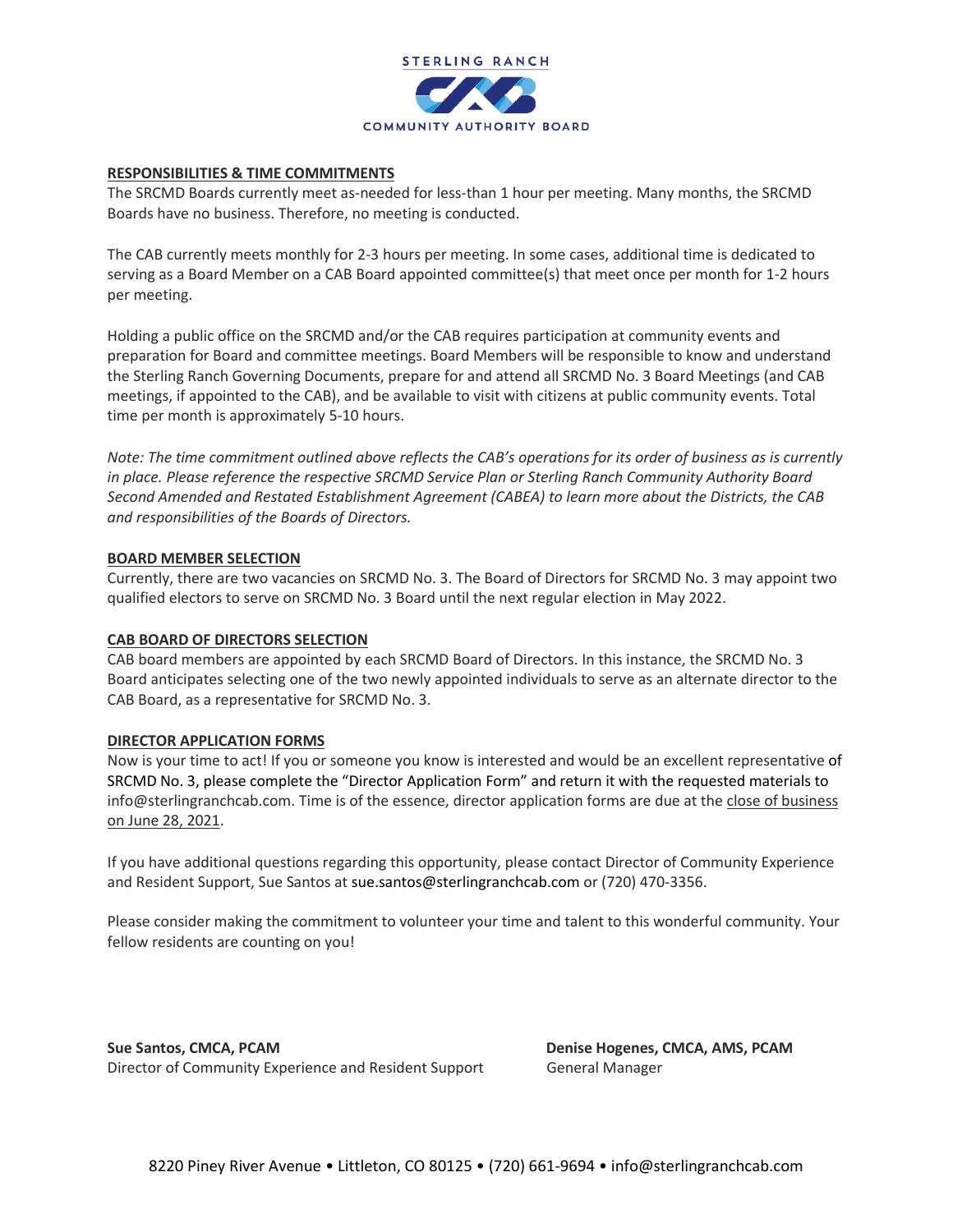STERLING RANCH

COMMUNITY AUTHORITY BOARD

**RESPONSIBILITIES & TIME COMMITMENTS**

The SRCMD Boards currently meet as-needed for less-than 1 hour per meeting. Many months, the SRCMD Boards have no business. Therefore, no meeting is conducted.

The CAB currently meets monthly for 2-3 hours per meeting. In some cases, additional time is dedicated to serving as a Board Member on a CAB Board appointed committee(s) that meet once per month for 1-2 hours per meeting.

Holding a public office on the SRCMD and/or the CAB requires participation at community events and preparation for Board and committee meetings. Board Members will be responsible to know and understand the Sterling Ranch Governing Documents, prepare for and attend all SRCMD No. 3 Board Meetings (and CAB meetings, if appointed to the CAB), and be available to visit with citizens at public community events. Total time per month is approximately 5-10 hours.

*Note: The time commitment outlined above reflects the CAB's operations for its order of business as is currently in place. Please reference the respective SRCMD Service Plan or Sterling Ranch Community Authority Board Second Amended and Restated Establishment Agreement (CABEA) to learn more about the Districts, the CAB and responsibilities of the Boards of Directors.*

**BOARD MEMBER SELECTION**

Currently, there are two vacancies on SRCMD No. 3. The Board of Directors for SRCMD No. 3 may appoint two qualified electors to serve on SRCMD No. 3 Board until the next regular election in May 2022.

**CAB BOARD OF DIRECTORS SELECTION**

CAB board members are appointed by each SRCMD Board of Directors. In this instance, the SRCMD No. 3 Board anticipates selecting one of the two newly appointed individuals to serve as an alternate director to the CAB Board, as a representative for SRCMD No. 3.

**DIRECTOR APPLICATION FORMS**

Now is your time to act! If you or someone you know is interested and would be an excellent representative of SRCMD No. 3, please complete the "Director Application Form" and return it with the requested materials to info@sterlingranchcab.com. Time is of the essence, director application forms are due at the close of business on June 28, 2021.

If you have additional questions regarding this opportunity, please contact Director of Community Experience and Resident Support, Sue Santos at sue.santos@sterlingranchcab.com or (720) 470-3356.

Please consider making the commitment to volunteer your time and talent to this wonderful community. Your fellow residents are counting on you!

**Sue Santos, CMCA, PCAM**
Director of Community Experience and Resident Support

**Denise Hogenes, CMCA, AMS, PCAM**
General Manager

8220 Piney River Avenue • Littleton, CO 80125 • (720) 661-9694 • info@sterlingranchcab.com